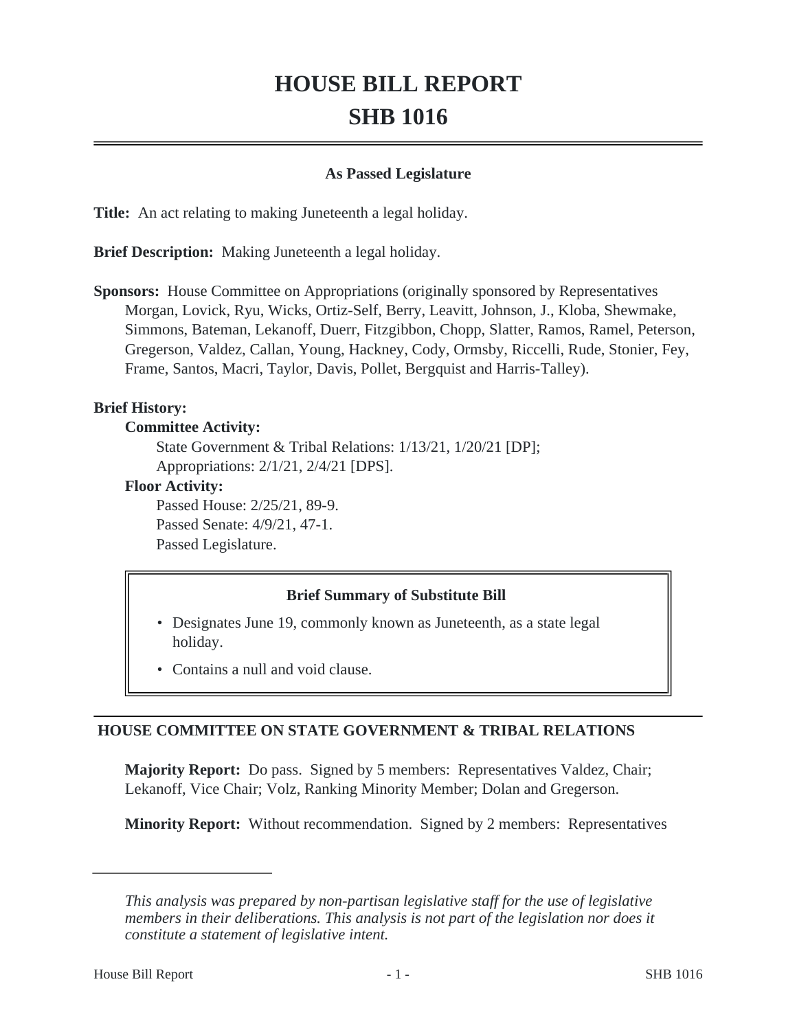# HOUSE BILL REPORT
# SHB 1016

**As Passed Legislature**

**Title:** An act relating to making Juneteenth a legal holiday.

**Brief Description:** Making Juneteenth a legal holiday.

**Sponsors:** House Committee on Appropriations (originally sponsored by Representatives Morgan, Lovick, Ryu, Wicks, Ortiz-Self, Berry, Leavitt, Johnson, J., Kloba, Shewmake, Simmons, Bateman, Lekanoff, Duerr, Fitzgibbon, Chopp, Slatter, Ramos, Ramel, Peterson, Gregerson, Valdez, Callan, Young, Hackney, Cody, Ormsby, Riccelli, Rude, Stonier, Fey, Frame, Santos, Macri, Taylor, Davis, Pollet, Bergquist and Harris-Talley).

**Brief History:**

**Committee Activity:**

State Government & Tribal Relations: 1/13/21, 1/20/21 [DP];
Appropriations: 2/1/21, 2/4/21 [DPS].

**Floor Activity:**

Passed House: 2/25/21, 89-9.
Passed Senate: 4/9/21, 47-1.
Passed Legislature.

**Brief Summary of Substitute Bill**

- Designates June 19, commonly known as Juneteenth, as a state legal holiday.
- Contains a null and void clause.

## HOUSE COMMITTEE ON STATE GOVERNMENT & TRIBAL RELATIONS

**Majority Report:** Do pass. Signed by 5 members: Representatives Valdez, Chair; Lekanoff, Vice Chair; Volz, Ranking Minority Member; Dolan and Gregerson.

**Minority Report:** Without recommendation. Signed by 2 members: Representatives

*This analysis was prepared by non-partisan legislative staff for the use of legislative members in their deliberations. This analysis is not part of the legislation nor does it constitute a statement of legislative intent.*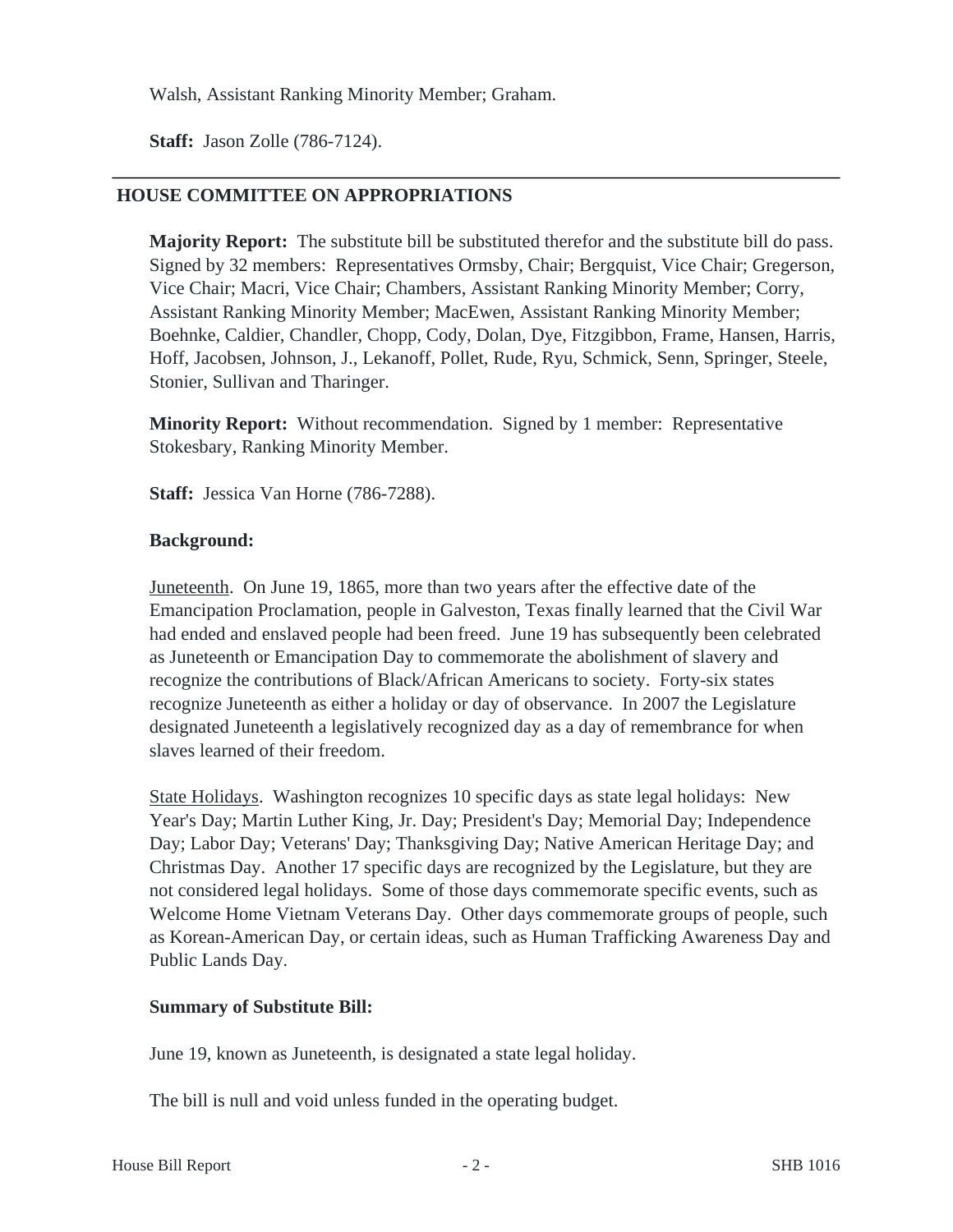Walsh, Assistant Ranking Minority Member; Graham.

**Staff:** Jason Zolle (786-7124).

---

## HOUSE COMMITTEE ON APPROPRIATIONS

**Majority Report:** The substitute bill be substituted therefor and the substitute bill do pass. Signed by 32 members: Representatives Ormsby, Chair; Bergquist, Vice Chair; Gregerson, Vice Chair; Macri, Vice Chair; Chambers, Assistant Ranking Minority Member; Corry, Assistant Ranking Minority Member; MacEwen, Assistant Ranking Minority Member; Boehnke, Caldier, Chandler, Chopp, Cody, Dolan, Dye, Fitzgibbon, Frame, Hansen, Harris, Hoff, Jacobsen, Johnson, J., Lekanoff, Pollet, Rude, Ryu, Schmick, Senn, Springer, Steele, Stonier, Sullivan and Tharinger.

**Minority Report:** Without recommendation. Signed by 1 member: Representative Stokesbary, Ranking Minority Member.

**Staff:** Jessica Van Horne (786-7288).

**Background:**

Juneteenth. On June 19, 1865, more than two years after the effective date of the Emancipation Proclamation, people in Galveston, Texas finally learned that the Civil War had ended and enslaved people had been freed. June 19 has subsequently been celebrated as Juneteenth or Emancipation Day to commemorate the abolishment of slavery and recognize the contributions of Black/African Americans to society. Forty-six states recognize Juneteenth as either a holiday or day of observance. In 2007 the Legislature designated Juneteenth a legislatively recognized day as a day of remembrance for when slaves learned of their freedom.

State Holidays. Washington recognizes 10 specific days as state legal holidays: New Year's Day; Martin Luther King, Jr. Day; President's Day; Memorial Day; Independence Day; Labor Day; Veterans' Day; Thanksgiving Day; Native American Heritage Day; and Christmas Day. Another 17 specific days are recognized by the Legislature, but they are not considered legal holidays. Some of those days commemorate specific events, such as Welcome Home Vietnam Veterans Day. Other days commemorate groups of people, such as Korean-American Day, or certain ideas, such as Human Trafficking Awareness Day and Public Lands Day.

**Summary of Substitute Bill:**

June 19, known as Juneteenth, is designated a state legal holiday.

The bill is null and void unless funded in the operating budget.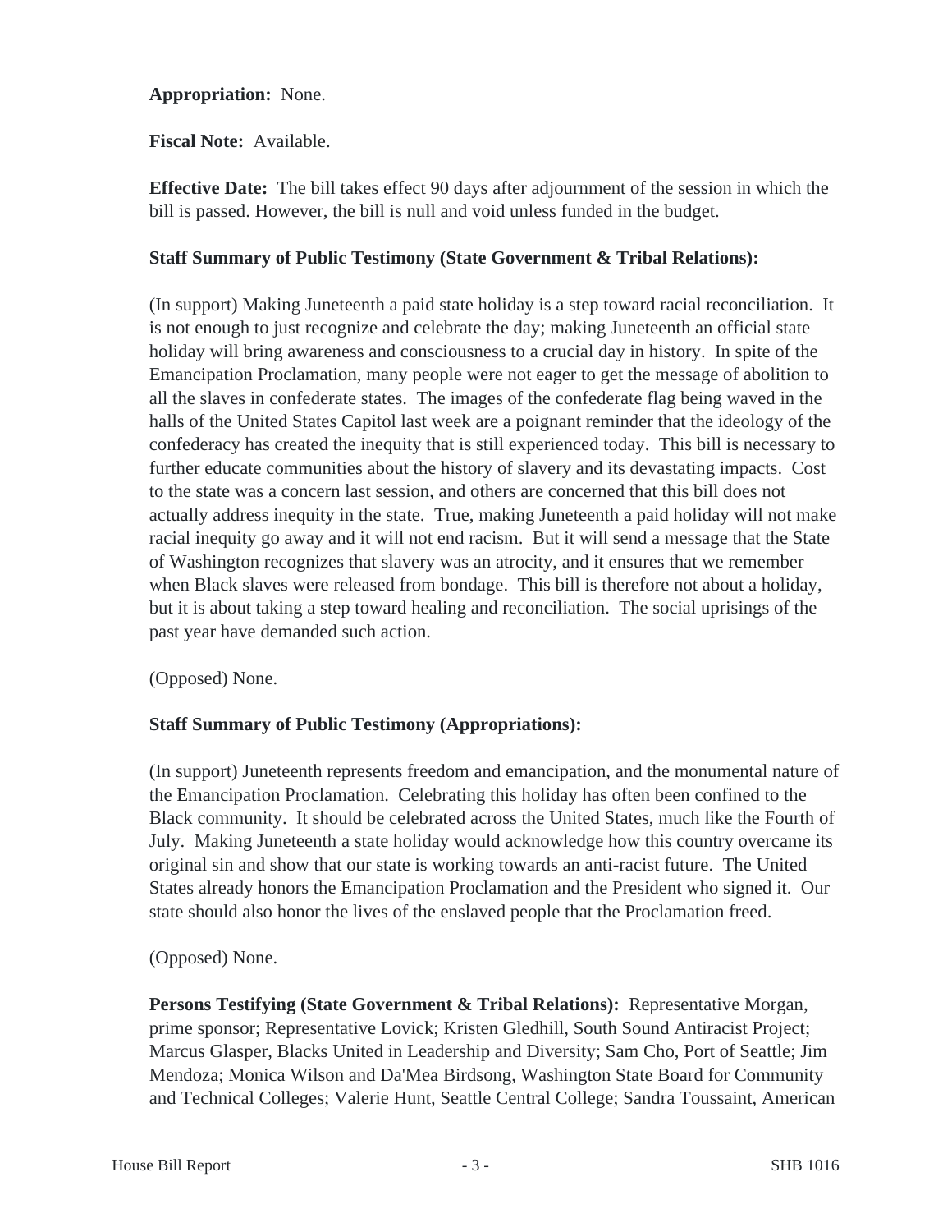**Appropriation:** None.

**Fiscal Note:** Available.

**Effective Date:** The bill takes effect 90 days after adjournment of the session in which the bill is passed. However, the bill is null and void unless funded in the budget.

**Staff Summary of Public Testimony (State Government & Tribal Relations):**

(In support) Making Juneteenth a paid state holiday is a step toward racial reconciliation. It is not enough to just recognize and celebrate the day; making Juneteenth an official state holiday will bring awareness and consciousness to a crucial day in history. In spite of the Emancipation Proclamation, many people were not eager to get the message of abolition to all the slaves in confederate states. The images of the confederate flag being waved in the halls of the United States Capitol last week are a poignant reminder that the ideology of the confederacy has created the inequity that is still experienced today. This bill is necessary to further educate communities about the history of slavery and its devastating impacts. Cost to the state was a concern last session, and others are concerned that this bill does not actually address inequity in the state. True, making Juneteenth a paid holiday will not make racial inequity go away and it will not end racism. But it will send a message that the State of Washington recognizes that slavery was an atrocity, and it ensures that we remember when Black slaves were released from bondage. This bill is therefore not about a holiday, but it is about taking a step toward healing and reconciliation. The social uprisings of the past year have demanded such action.

(Opposed) None.

**Staff Summary of Public Testimony (Appropriations):**

(In support) Juneteenth represents freedom and emancipation, and the monumental nature of the Emancipation Proclamation. Celebrating this holiday has often been confined to the Black community. It should be celebrated across the United States, much like the Fourth of July. Making Juneteenth a state holiday would acknowledge how this country overcame its original sin and show that our state is working towards an anti-racist future. The United States already honors the Emancipation Proclamation and the President who signed it. Our state should also honor the lives of the enslaved people that the Proclamation freed.

(Opposed) None.

**Persons Testifying (State Government & Tribal Relations):** Representative Morgan, prime sponsor; Representative Lovick; Kristen Gledhill, South Sound Antiracist Project; Marcus Glasper, Blacks United in Leadership and Diversity; Sam Cho, Port of Seattle; Jim Mendoza; Monica Wilson and Da'Mea Birdsong, Washington State Board for Community and Technical Colleges; Valerie Hunt, Seattle Central College; Sandra Toussaint, American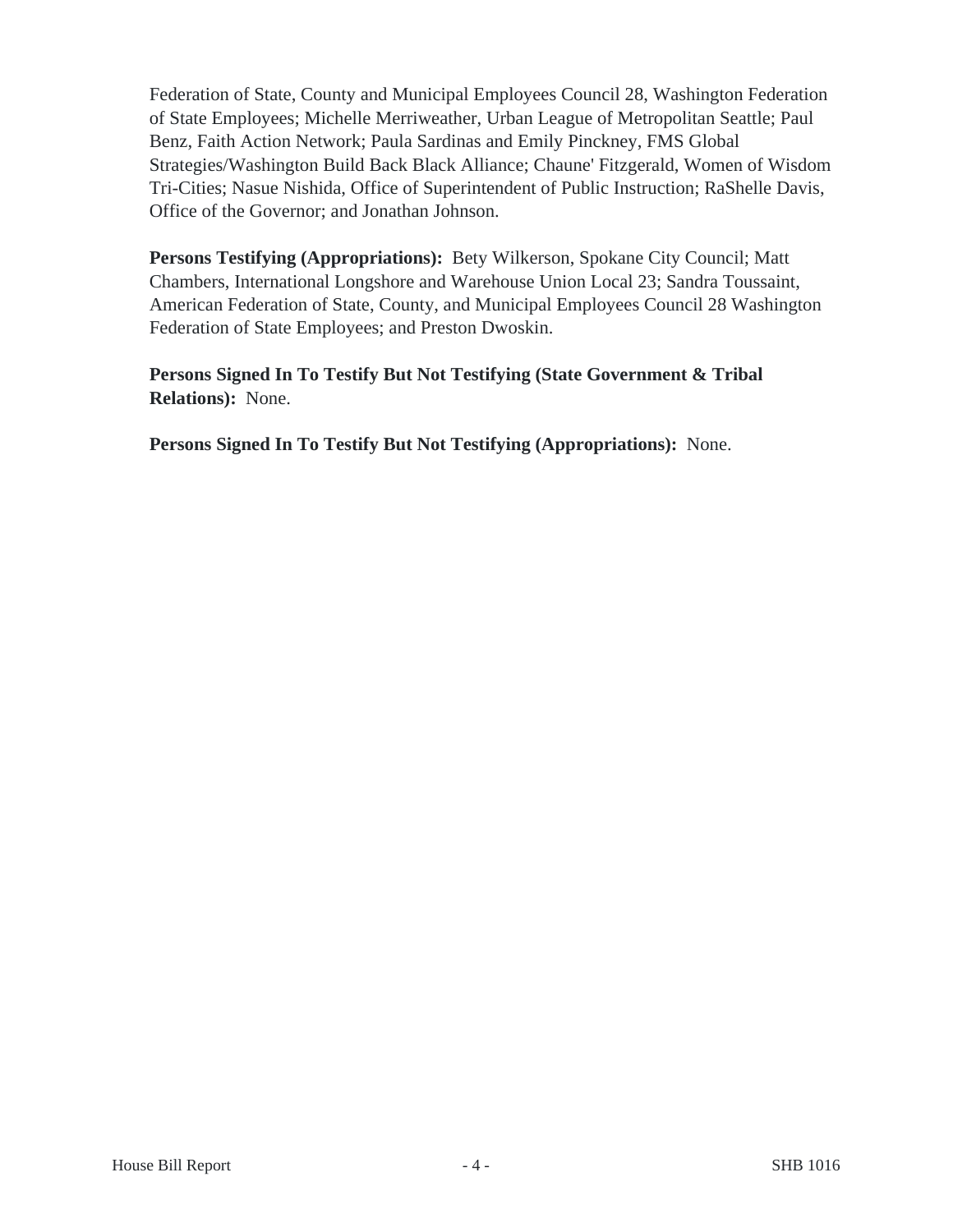Federation of State, County and Municipal Employees Council 28, Washington Federation of State Employees; Michelle Merriweather, Urban League of Metropolitan Seattle; Paul Benz, Faith Action Network; Paula Sardinas and Emily Pinckney, FMS Global Strategies/Washington Build Back Black Alliance; Chaune' Fitzgerald, Women of Wisdom Tri-Cities; Nasue Nishida, Office of Superintendent of Public Instruction; RaShelle Davis, Office of the Governor; and Jonathan Johnson.

**Persons Testifying (Appropriations):** Bety Wilkerson, Spokane City Council; Matt Chambers, International Longshore and Warehouse Union Local 23; Sandra Toussaint, American Federation of State, County, and Municipal Employees Council 28 Washington Federation of State Employees; and Preston Dwoskin.

**Persons Signed In To Testify But Not Testifying (State Government & Tribal Relations):** None.

**Persons Signed In To Testify But Not Testifying (Appropriations):** None.